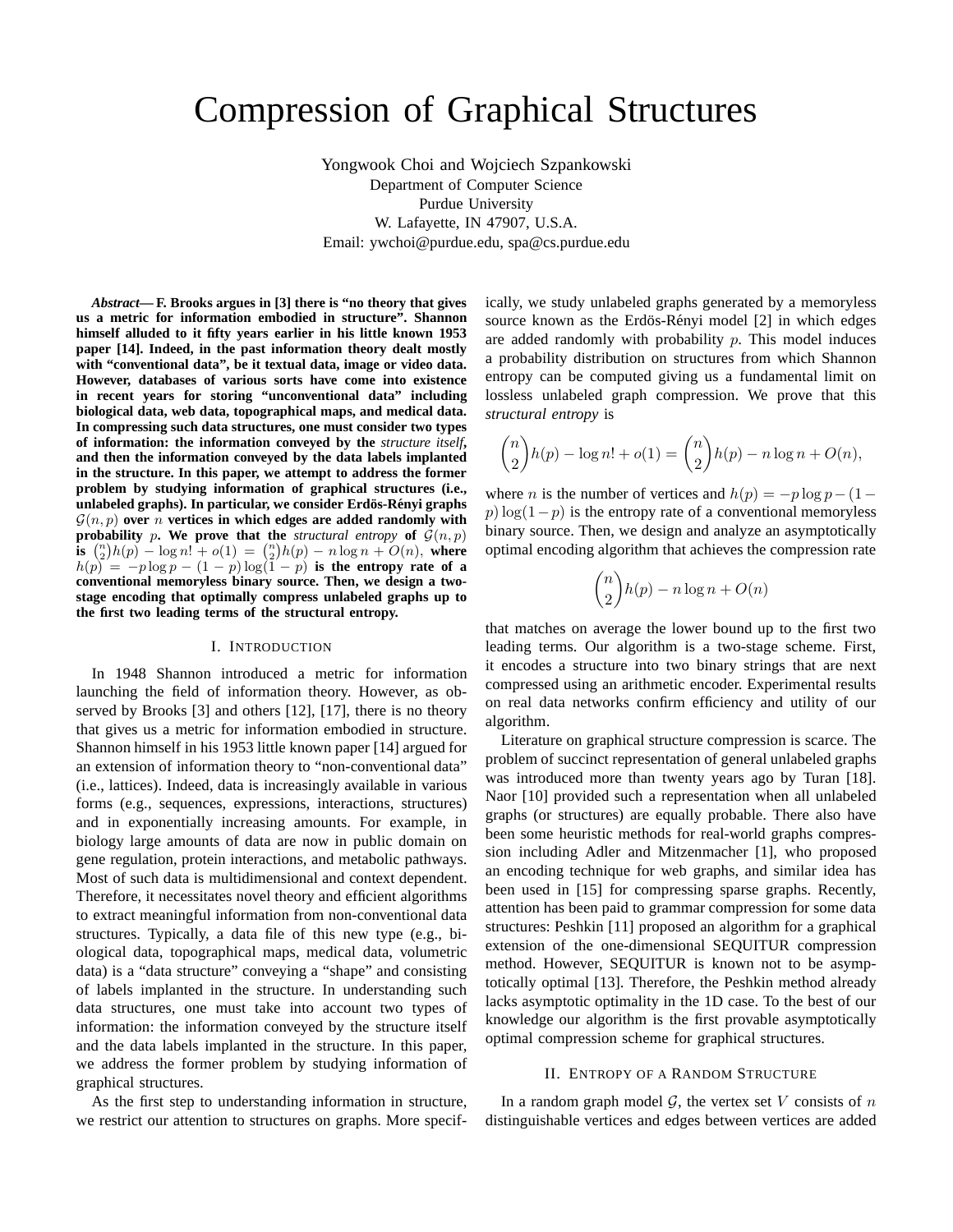# Compression of Graphical Structures

Yongwook Choi and Wojciech Szpankowski
Department of Computer Science
Purdue University
W. Lafayette, IN 47907, U.S.A.
Email: ywchoi@purdue.edu, spa@cs.purdue.edu

***Abstract*— F. Brooks argues in [3] there is "no theory that gives us a metric for information embodied in structure". Shannon himself alluded to it fifty years earlier in his little known 1953 paper [14]. Indeed, in the past information theory dealt mostly with "conventional data", be it textual data, image or video data. However, databases of various sorts have come into existence in recent years for storing "unconventional data" including biological data, web data, topographical maps, and medical data. In compressing such data structures, one must consider two types of information: the information conveyed by the *structure itself*, and then the information conveyed by the data labels implanted in the structure. In this paper, we attempt to address the former problem by studying information of graphical structures (i.e., unlabeled graphs). In particular, we consider Erdös-Rényi graphs $\mathcal{G}(n,p)$ over $n$ vertices in which edges are added randomly with probability $p$. We prove that the *structural entropy* of $\mathcal{G}(n,p)$ is $\binom{n}{2}h(p) - \log n! + o(1) = \binom{n}{2}h(p) - n\log n + O(n)$, where $h(p) = -p\log p - (1-p)\log(1-p)$ is the entropy rate of a conventional memoryless binary source. Then, we design a two-stage encoding that optimally compress unlabeled graphs up to the first two leading terms of the structural entropy.**

## I. Introduction

In 1948 Shannon introduced a metric for information launching the field of information theory. However, as observed by Brooks [3] and others [12], [17], there is no theory that gives us a metric for information embodied in structure. Shannon himself in his 1953 little known paper [14] argued for an extension of information theory to "non-conventional data" (i.e., lattices). Indeed, data is increasingly available in various forms (e.g., sequences, expressions, interactions, structures) and in exponentially increasing amounts. For example, in biology large amounts of data are now in public domain on gene regulation, protein interactions, and metabolic pathways. Most of such data is multidimensional and context dependent. Therefore, it necessitates novel theory and efficient algorithms to extract meaningful information from non-conventional data structures. Typically, a data file of this new type (e.g., biological data, topographical maps, medical data, volumetric data) is a "data structure" conveying a "shape" and consisting of labels implanted in the structure. In understanding such data structures, one must take into account two types of information: the information conveyed by the structure itself and the data labels implanted in the structure. In this paper, we address the former problem by studying information of graphical structures.

As the first step to understanding information in structure, we restrict our attention to structures on graphs. More specifically, we study unlabeled graphs generated by a memoryless source known as the Erdös-Rényi model [2] in which edges are added randomly with probability $p$. This model induces a probability distribution on structures from which Shannon entropy can be computed giving us a fundamental limit on lossless unlabeled graph compression. We prove that this *structural entropy* is

$$\binom{n}{2}h(p) - \log n! + o(1) = \binom{n}{2}h(p) - n\log n + O(n),$$

where $n$ is the number of vertices and $h(p) = -p\log p - (1-p)\log(1-p)$ is the entropy rate of a conventional memoryless binary source. Then, we design and analyze an asymptotically optimal encoding algorithm that achieves the compression rate

$$\binom{n}{2}h(p) - n\log n + O(n)$$

that matches on average the lower bound up to the first two leading terms. Our algorithm is a two-stage scheme. First, it encodes a structure into two binary strings that are next compressed using an arithmetic encoder. Experimental results on real data networks confirm efficiency and utility of our algorithm.

Literature on graphical structure compression is scarce. The problem of succinct representation of general unlabeled graphs was introduced more than twenty years ago by Turan [18]. Naor [10] provided such a representation when all unlabeled graphs (or structures) are equally probable. There also have been some heuristic methods for real-world graphs compression including Adler and Mitzenmacher [1], who proposed an encoding technique for web graphs, and similar idea has been used in [15] for compressing sparse graphs. Recently, attention has been paid to grammar compression for some data structures: Peshkin [11] proposed an algorithm for a graphical extension of the one-dimensional SEQUITUR compression method. However, SEQUITUR is known not to be asymptotically optimal [13]. Therefore, the Peshkin method already lacks asymptotic optimality in the 1D case. To the best of our knowledge our algorithm is the first provable asymptotically optimal compression scheme for graphical structures.

## II. Entropy of a Random Structure

In a random graph model $\mathcal{G}$, the vertex set $V$ consists of $n$ distinguishable vertices and edges between vertices are added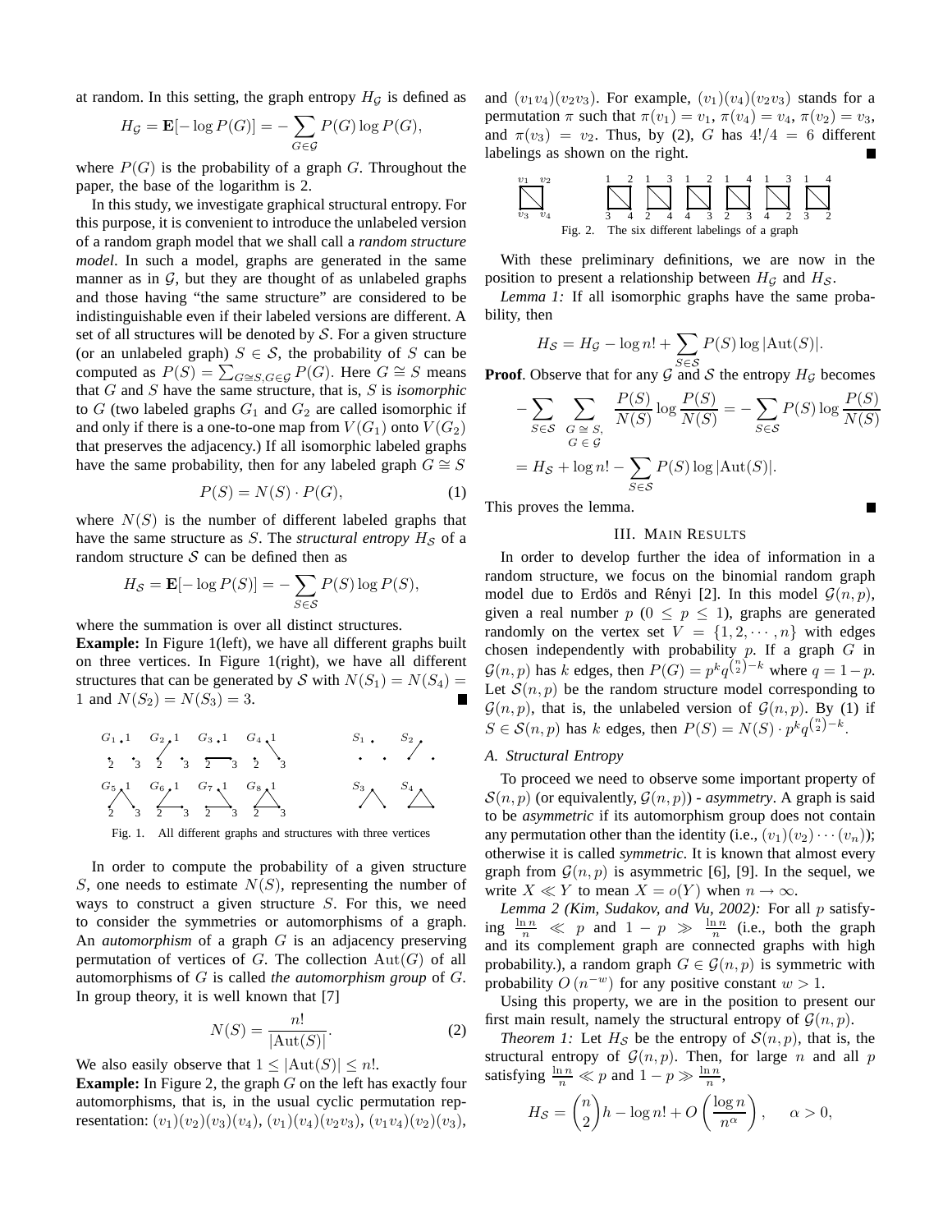at random. In this setting, the graph entropy $H_{\mathcal{G}}$ is defined as

$$H_{\mathcal{G}} = \mathbf{E}[-\log P(G)] = -\sum_{G\in\mathcal{G}} P(G)\log P(G),$$

where $P(G)$ is the probability of a graph $G$. Throughout the paper, the base of the logarithm is 2.

In this study, we investigate graphical structural entropy. For this purpose, it is convenient to introduce the unlabeled version of a random graph model that we shall call a *random structure model*. In such a model, graphs are generated in the same manner as in $\mathcal{G}$, but they are thought of as unlabeled graphs and those having "the same structure" are considered to be indistinguishable even if their labeled versions are different. A set of all structures will be denoted by $\mathcal{S}$. For a given structure (or an unlabeled graph) $S \in \mathcal{S}$, the probability of $S$ can be computed as $P(S) = \sum_{G\cong S, G\in\mathcal{G}} P(G)$. Here $G \cong S$ means that $G$ and $S$ have the same structure, that is, $S$ is *isomorphic* to $G$ (two labeled graphs $G_1$ and $G_2$ are called isomorphic if and only if there is a one-to-one map from $V(G_1)$ onto $V(G_2)$ that preserves the adjacency.) If all isomorphic labeled graphs have the same probability, then for any labeled graph $G \cong S$

$$P(S) = N(S)\cdot P(G), \tag{1}$$

where $N(S)$ is the number of different labeled graphs that have the same structure as $S$. The *structural entropy* $H_{\mathcal{S}}$ of a random structure $\mathcal{S}$ can be defined then as

$$H_{\mathcal{S}} = \mathbf{E}[-\log P(S)] = -\sum_{S\in\mathcal{S}} P(S)\log P(S),$$

where the summation is over all distinct structures.

**Example:** In Figure 1(left), we have all different graphs built on three vertices. In Figure 1(right), we have all different structures that can be generated by $\mathcal{S}$ with $N(S_1) = N(S_4) = 1$ and $N(S_2) = N(S_3) = 3$. ■

Fig. 1. All different graphs and structures with three vertices

In order to compute the probability of a given structure $S$, one needs to estimate $N(S)$, representing the number of ways to construct a given structure $S$. For this, we need to consider the symmetries or automorphisms of a graph. An *automorphism* of a graph $G$ is an adjacency preserving permutation of vertices of $G$. The collection $\mathrm{Aut}(G)$ of all automorphisms of $G$ is called *the automorphism group* of $G$. In group theory, it is well known that [7]

$$N(S) = \frac{n!}{|\mathrm{Aut}(S)|}. \tag{2}$$

We also easily observe that $1 \le |\mathrm{Aut}(S)| \le n!$.

**Example:** In Figure 2, the graph $G$ on the left has exactly four automorphisms, that is, in the usual cyclic permutation representation: $(v_1)(v_2)(v_3)(v_4)$, $(v_1)(v_4)(v_2v_3)$, $(v_1v_4)(v_2)(v_3)$, and $(v_1v_4)(v_2v_3)$. For example, $(v_1)(v_4)(v_2v_3)$ stands for a permutation $\pi$ such that $\pi(v_1) = v_1$, $\pi(v_4) = v_4$, $\pi(v_2) = v_3$, and $\pi(v_3) = v_2$. Thus, by (2), $G$ has $4!/4 = 6$ different labelings as shown on the right. ■

Fig. 2. The six different labelings of a graph

With these preliminary definitions, we are now in the position to present a relationship between $H_{\mathcal{G}}$ and $H_{\mathcal{S}}$.

*Lemma 1:* If all isomorphic graphs have the same probability, then

$$H_{\mathcal{S}} = H_{\mathcal{G}} - \log n! + \sum_{S\in\mathcal{S}} P(S)\log|\mathrm{Aut}(S)|.$$

**Proof**. Observe that for any $\mathcal{G}$ and $\mathcal{S}$ the entropy $H_{\mathcal{G}}$ becomes

$$-\sum_{S\in\mathcal{S}}\sum_{\substack{G\cong S,\\ G\in\mathcal{G}}}\frac{P(S)}{N(S)}\log\frac{P(S)}{N(S)} = -\sum_{S\in\mathcal{S}} P(S)\log\frac{P(S)}{N(S)}$$

$$= H_{\mathcal{S}} + \log n! - \sum_{S\in\mathcal{S}} P(S)\log|\mathrm{Aut}(S)|.$$

This proves the lemma. ■

## III. Main Results

In order to develop further the idea of information in a random structure, we focus on the binomial random graph model due to Erdös and Rényi [2]. In this model $\mathcal{G}(n,p)$, given a real number $p$ ($0 \le p \le 1$), graphs are generated randomly on the vertex set $V = \{1,2,\cdots,n\}$ with edges chosen independently with probability $p$. If a graph $G$ in $\mathcal{G}(n,p)$ has $k$ edges, then $P(G) = p^k q^{\binom{n}{2}-k}$ where $q = 1-p$. Let $\mathcal{S}(n,p)$ be the random structure model corresponding to $\mathcal{G}(n,p)$, that is, the unlabeled version of $\mathcal{G}(n,p)$. By (1) if $S \in \mathcal{S}(n,p)$ has $k$ edges, then $P(S) = N(S)\cdot p^k q^{\binom{n}{2}-k}$.

### A. Structural Entropy

To proceed we need to observe some important property of $\mathcal{S}(n,p)$ (or equivalently, $\mathcal{G}(n,p)$) - *asymmetry*. A graph is said to be *asymmetric* if its automorphism group does not contain any permutation other than the identity (i.e., $(v_1)(v_2)\cdots(v_n)$); otherwise it is called *symmetric*. It is known that almost every graph from $\mathcal{G}(n,p)$ is asymmetric [6], [9]. In the sequel, we write $X \ll Y$ to mean $X = o(Y)$ when $n \to \infty$.

*Lemma 2 (Kim, Sudakov, and Vu, 2002):* For all $p$ satisfying $\frac{\ln n}{n} \ll p$ and $1-p \gg \frac{\ln n}{n}$ (i.e., both the graph and its complement graph are connected graphs with high probability.), a random graph $G \in \mathcal{G}(n,p)$ is symmetric with probability $O(n^{-w})$ for any positive constant $w > 1$.

Using this property, we are in the position to present our first main result, namely the structural entropy of $\mathcal{G}(n,p)$.

*Theorem 1:* Let $H_{\mathcal{S}}$ be the entropy of $\mathcal{S}(n,p)$, that is, the structural entropy of $\mathcal{G}(n,p)$. Then, for large $n$ and all $p$ satisfying $\frac{\ln n}{n} \ll p$ and $1-p \gg \frac{\ln n}{n}$,

$$H_{\mathcal{S}} = \binom{n}{2}h - \log n! + O\left(\frac{\log n}{n^{\alpha}}\right), \quad \alpha > 0,$$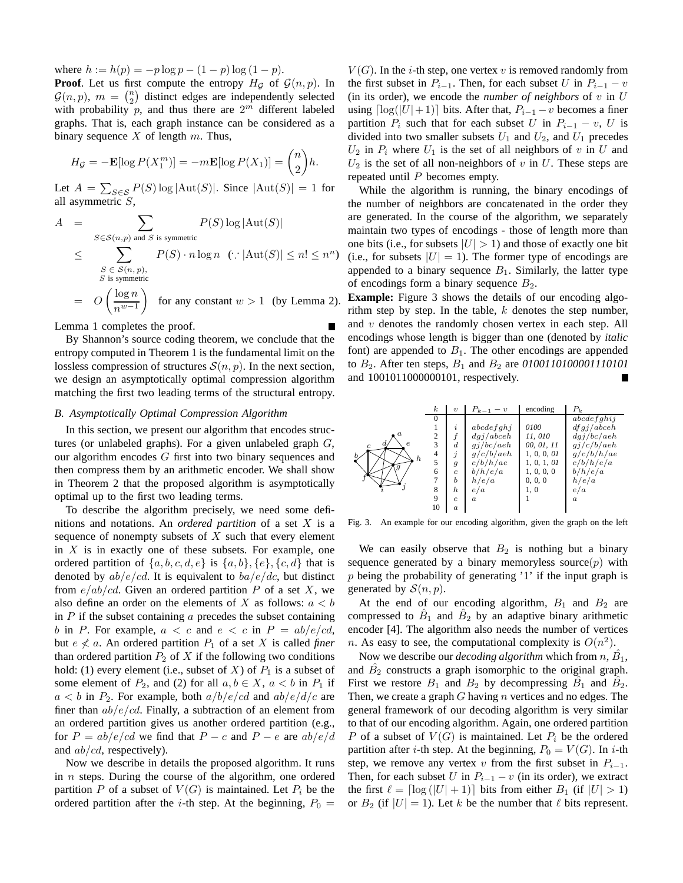where $h := h(p) = -p \log p - (1-p) \log (1-p)$.

**Proof**. Let us first compute the entropy $H_{\mathcal{G}}$ of $\mathcal{G}(n,p)$. In $\mathcal{G}(n,p)$, $m = \binom{n}{2}$ distinct edges are independently selected with probability $p$, and thus there are $2^m$ different labeled graphs. That is, each graph instance can be considered as a binary sequence $X$ of length $m$. Thus,

$$H_{\mathcal{G}} = -\mathbf{E}[\log P(X_1^m)] = -m\mathbf{E}[\log P(X_1)] = \binom{n}{2} h.$$

Let $A = \sum_{S \in \mathcal{S}} P(S) \log |\text{Aut}(S)|$. Since $|\text{Aut}(S)| = 1$ for all asymmetric $S$,

$$\begin{aligned}
A &= \sum_{S \in \mathcal{S}(n,p) \text{ and } S \text{ is symmetric}} P(S) \log |\text{Aut}(S)| \\
&\leq \sum_{\substack{S \in \mathcal{S}(n,p), \\ S \text{ is symmetric}}} P(S) \cdot n \log n \quad (\because |\text{Aut}(S)| \leq n! \leq n^n) \\
&= O\left(\frac{\log n}{n^{w-1}}\right) \quad \text{for any constant } w > 1 \quad \text{(by Lemma 2).}
\end{aligned}$$

Lemma 1 completes the proof. ■

By Shannon's source coding theorem, we conclude that the entropy computed in Theorem 1 is the fundamental limit on the lossless compression of structures $\mathcal{S}(n,p)$. In the next section, we design an asymptotically optimal compression algorithm matching the first two leading terms of the structural entropy.

### B. Asymptotically Optimal Compression Algorithm

In this section, we present our algorithm that encodes structures (or unlabeled graphs). For a given unlabeled graph $G$, our algorithm encodes $G$ first into two binary sequences and then compress them by an arithmetic encoder. We shall show in Theorem 2 that the proposed algorithm is asymptotically optimal up to the first two leading terms.

To describe the algorithm precisely, we need some definitions and notations. An *ordered partition* of a set $X$ is a sequence of nonempty subsets of $X$ such that every element in $X$ is in exactly one of these subsets. For example, one ordered partition of $\{a,b,c,d,e\}$ is $\{a,b\},\{e\},\{c,d\}$ that is denoted by $ab/e/cd$. It is equivalent to $ba/e/dc$, but distinct from $e/ab/cd$. Given an ordered partition $P$ of a set $X$, we also define an order on the elements of $X$ as follows: $a < b$ in $P$ if the subset containing $a$ precedes the subset containing $b$ in $P$. For example, $a < c$ and $e < c$ in $P = ab/e/cd$, but $e \not< a$. An ordered partition $P_1$ of a set $X$ is called *finer* than ordered partition $P_2$ of $X$ if the following two conditions hold: (1) every element (i.e., subset of $X$) of $P_1$ is a subset of some element of $P_2$, and (2) for all $a, b \in X$, $a < b$ in $P_1$ if $a < b$ in $P_2$. For example, both $a/b/e/cd$ and $ab/e/d/c$ are finer than $ab/e/cd$. Finally, a subtraction of an element from an ordered partition gives us another ordered partition (e.g., for $P = ab/e/cd$ we find that $P - c$ and $P - e$ are $ab/e/d$ and $ab/cd$, respectively).

Now we describe in details the proposed algorithm. It runs in $n$ steps. During the course of the algorithm, one ordered partition $P$ of a subset of $V(G)$ is maintained. Let $P_i$ be the ordered partition after the $i$-th step. At the beginning, $P_0 = V(G)$. In the $i$-th step, one vertex $v$ is removed randomly from the first subset in $P_{i-1}$. Then, for each subset $U$ in $P_{i-1} - v$ (in its order), we encode the *number of neighbors* of $v$ in $U$ using $\lceil \log(|U|+1) \rceil$ bits. After that, $P_{i-1} - v$ becomes a finer partition $P_i$ such that for each subset $U$ in $P_{i-1} - v$, $U$ is divided into two smaller subsets $U_1$ and $U_2$, and $U_1$ precedes $U_2$ in $P_i$ where $U_1$ is the set of all neighbors of $v$ in $U$ and $U_2$ is the set of all non-neighbors of $v$ in $U$. These steps are repeated until $P$ becomes empty.

While the algorithm is running, the binary encodings of the number of neighbors are concatenated in the order they are generated. In the course of the algorithm, we separately maintain two types of encodings - those of length more than one bits (i.e., for subsets $|U| > 1$) and those of exactly one bit (i.e., for subsets $|U| = 1$). The former type of encodings are appended to a binary sequence $B_1$. Similarly, the latter type of encodings form a binary sequence $B_2$.

**Example:** Figure 3 shows the details of our encoding algorithm step by step. In the table, $k$ denotes the step number, and $v$ denotes the randomly chosen vertex in each step. All encodings whose length is bigger than one (denoted by *italic* font) are appended to $B_1$. The other encodings are appended to $B_2$. After ten steps, $B_1$ and $B_2$ are *0100110100001110101* and 1001011000000101, respectively. ■

| $k$ | $v$ | $P_{k-1} - v$ | encoding | $P_k$ |
|---|---|---|---|---|
| 0 | | | | $abcdefghij$ |
| 1 | $i$ | $abcdefghj$ | *0100* | $dfgj/abceh$ |
| 2 | $f$ | $dgj/abceh$ | *11, 010* | $dgj/bc/aeh$ |
| 3 | $d$ | $gj/bc/aeh$ | *00, 01, 11* | $gj/c/b/aeh$ |
| 4 | $j$ | $g/c/b/aeh$ | 1, 0, 0, *01* | $g/c/b/h/ae$ |
| 5 | $g$ | $c/b/h/ae$ | 1, 0, 1, *01* | $c/b/h/e/a$ |
| 6 | $c$ | $b/h/e/a$ | 1, 0, 0, 0 | $b/h/e/a$ |
| 7 | $b$ | $h/e/a$ | 0, 0, 0 | $h/e/a$ |
| 8 | $h$ | $e/a$ | 1, 0 | $e/a$ |
| 9 | $e$ | $a$ | 1 | $a$ |
| 10 | $a$ | | | |

Fig. 3. An example for our encoding algorithm, given the graph on the left

We can easily observe that $B_2$ is nothing but a binary sequence generated by a binary memoryless source($p$) with $p$ being the probability of generating '1' if the input graph is generated by $\mathcal{S}(n,p)$.

At the end of our encoding algorithm, $B_1$ and $B_2$ are compressed to $\hat{B}_1$ and $\hat{B}_2$ by an adaptive binary arithmetic encoder [4]. The algorithm also needs the number of vertices $n$. As easy to see, the computational complexity is $O(n^2)$.

Now we describe our *decoding algorithm* which from $n$, $\hat{B}_1$, and $\hat{B}_2$ constructs a graph isomorphic to the original graph. First we restore $B_1$ and $B_2$ by decompressing $\hat{B}_1$ and $\hat{B}_2$. Then, we create a graph $G$ having $n$ vertices and no edges. The general framework of our decoding algorithm is very similar to that of our encoding algorithm. Again, one ordered partition $P$ of a subset of $V(G)$ is maintained. Let $P_i$ be the ordered partition after $i$-th step. At the beginning, $P_0 = V(G)$. In $i$-th step, we remove any vertex $v$ from the first subset in $P_{i-1}$. Then, for each subset $U$ in $P_{i-1} - v$ (in its order), we extract the first $\ell = \lceil \log(|U|+1) \rceil$ bits from either $B_1$ (if $|U| > 1$) or $B_2$ (if $|U| = 1$). Let $k$ be the number that $\ell$ bits represent.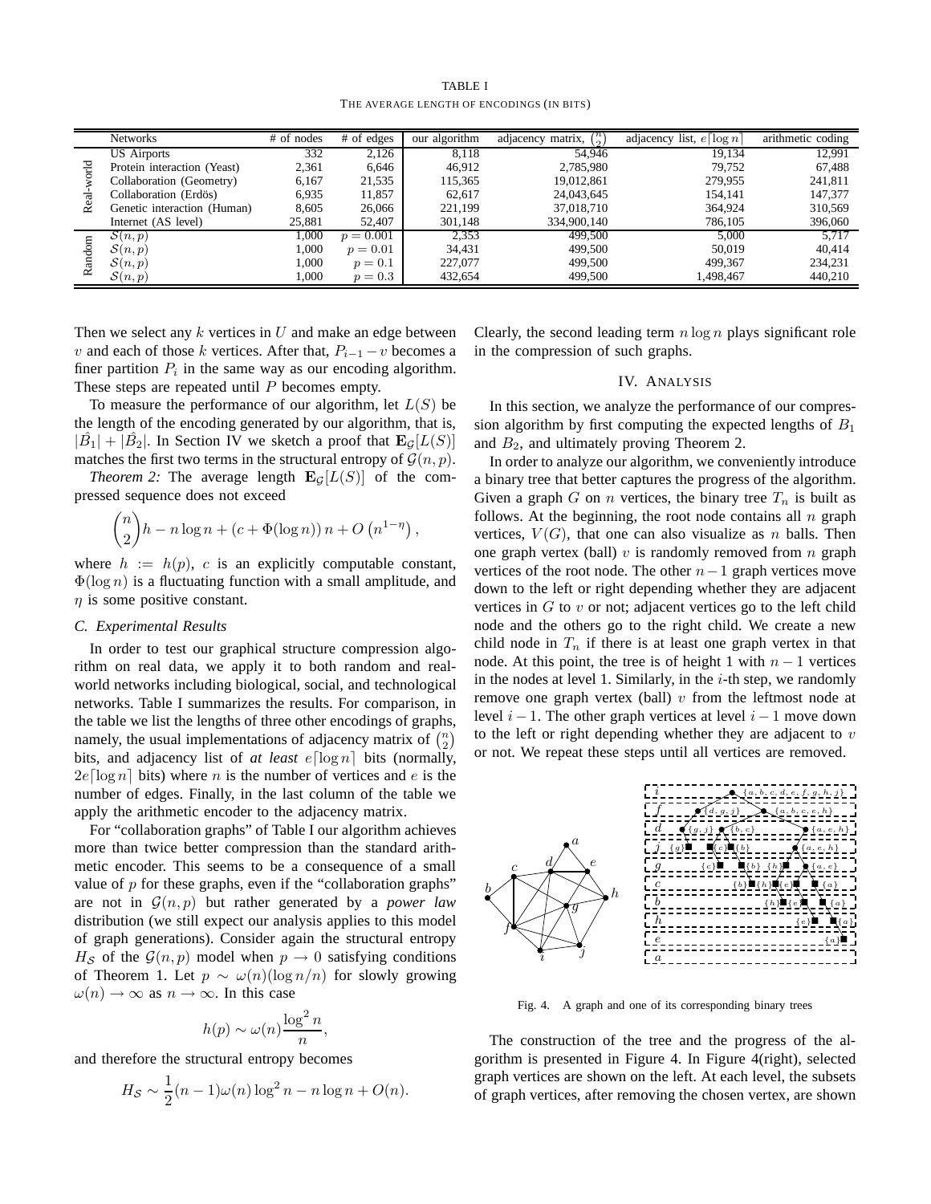TABLE I

THE AVERAGE LENGTH OF ENCODINGS (IN BITS)

| | Networks | # of nodes | # of edges | our algorithm | adjacency matrix, $\binom{n}{2}$ | adjacency list, $e\lceil \log n \rceil$ | arithmetic coding |
|---|---|---|---|---|---|---|---|
| Real-world | US Airports | 332 | 2,126 | 8,118 | 54,946 | 19,134 | 12,991 |
| | Protein interaction (Yeast) | 2,361 | 6,646 | 46,912 | 2,785,980 | 79,752 | 67,488 |
| | Collaboration (Geometry) | 6,167 | 21,535 | 115,365 | 19,012,861 | 279,955 | 241,811 |
| | Collaboration (Erdös) | 6,935 | 11,857 | 62,617 | 24,043,645 | 154,141 | 147,377 |
| | Genetic interaction (Human) | 8,605 | 26,066 | 221,199 | 37,018,710 | 364,924 | 310,569 |
| | Internet (AS level) | 25,881 | 52,407 | 301,148 | 334,900,140 | 786,105 | 396,060 |
| Random | $\mathcal{S}(n,p)$ | 1,000 | $p = 0.001$ | 2,353 | 499,500 | 5,000 | 5,717 |
| | $\mathcal{S}(n,p)$ | 1,000 | $p = 0.01$ | 34,431 | 499,500 | 50,019 | 40,414 |
| | $\mathcal{S}(n,p)$ | 1,000 | $p = 0.1$ | 227,077 | 499,500 | 499,367 | 234,231 |
| | $\mathcal{S}(n,p)$ | 1,000 | $p = 0.3$ | 432,654 | 499,500 | 1,498,467 | 440,210 |

Then we select any $k$ vertices in $U$ and make an edge between $v$ and each of those $k$ vertices. After that, $P_{i-1} - v$ becomes a finer partition $P_i$ in the same way as our encoding algorithm. These steps are repeated until $P$ becomes empty.

To measure the performance of our algorithm, let $L(S)$ be the length of the encoding generated by our algorithm, that is, $|\hat{B}_1| + |\hat{B}_2|$. In Section IV we sketch a proof that $\mathbf{E}_\mathcal{G}[L(S)]$ matches the first two terms in the structural entropy of $\mathcal{G}(n,p)$.

*Theorem 2:* The average length $\mathbf{E}_\mathcal{G}[L(S)]$ of the compressed sequence does not exceed

$$\binom{n}{2} h - n \log n + (c + \Phi(\log n))\, n + O\left(n^{1-\eta}\right),$$

where $h := h(p)$, $c$ is an explicitly computable constant, $\Phi(\log n)$ is a fluctuating function with a small amplitude, and $\eta$ is some positive constant.

### C. Experimental Results

In order to test our graphical structure compression algorithm on real data, we apply it to both random and real-world networks including biological, social, and technological networks. Table I summarizes the results. For comparison, in the table we list the lengths of three other encodings of graphs, namely, the usual implementations of adjacency matrix of $\binom{n}{2}$ bits, and adjacency list of *at least* $e\lceil \log n \rceil$ bits (normally, $2e\lceil \log n \rceil$ bits) where $n$ is the number of vertices and $e$ is the number of edges. Finally, in the last column of the table we apply the arithmetic encoder to the adjacency matrix.

For "collaboration graphs" of Table I our algorithm achieves more than twice better compression than the standard arithmetic encoder. This seems to be a consequence of a small value of $p$ for these graphs, even if the "collaboration graphs" are not in $\mathcal{G}(n,p)$ but rather generated by a *power law* distribution (we still expect our analysis applies to this model of graph generations). Consider again the structural entropy $H_\mathcal{S}$ of the $\mathcal{G}(n,p)$ model when $p \to 0$ satisfying conditions of Theorem 1. Let $p \sim \omega(n)(\log n/n)$ for slowly growing $\omega(n) \to \infty$ as $n \to \infty$. In this case

$$h(p) \sim \omega(n) \frac{\log^2 n}{n},$$

and therefore the structural entropy becomes

$$H_\mathcal{S} \sim \frac{1}{2}(n-1)\omega(n) \log^2 n - n \log n + O(n).$$

Clearly, the second leading term $n \log n$ plays significant role in the compression of such graphs.

## IV. Analysis

In this section, we analyze the performance of our compression algorithm by first computing the expected lengths of $B_1$ and $B_2$, and ultimately proving Theorem 2.

In order to analyze our algorithm, we conveniently introduce a binary tree that better captures the progress of the algorithm. Given a graph $G$ on $n$ vertices, the binary tree $T_n$ is built as follows. At the beginning, the root node contains all $n$ graph vertices, $V(G)$, that one can also visualize as $n$ balls. Then one graph vertex (ball) $v$ is randomly removed from $n$ graph vertices of the root node. The other $n-1$ graph vertices move down to the left or right depending whether they are adjacent vertices in $G$ to $v$ or not; adjacent vertices go to the left child node and the others go to the right child. We create a new child node in $T_n$ if there is at least one graph vertex in that node. At this point, the tree is of height 1 with $n-1$ vertices in the nodes at level 1. Similarly, in the $i$-th step, we randomly remove one graph vertex (ball) $v$ from the leftmost node at level $i-1$. The other graph vertices at level $i-1$ move down to the left or right depending whether they are adjacent to $v$ or not. We repeat these steps until all vertices are removed.

Fig. 4. A graph and one of its corresponding binary trees

The construction of the tree and the progress of the algorithm is presented in Figure 4. In Figure 4(right), selected graph vertices are shown on the left. At each level, the subsets of graph vertices, after removing the chosen vertex, are shown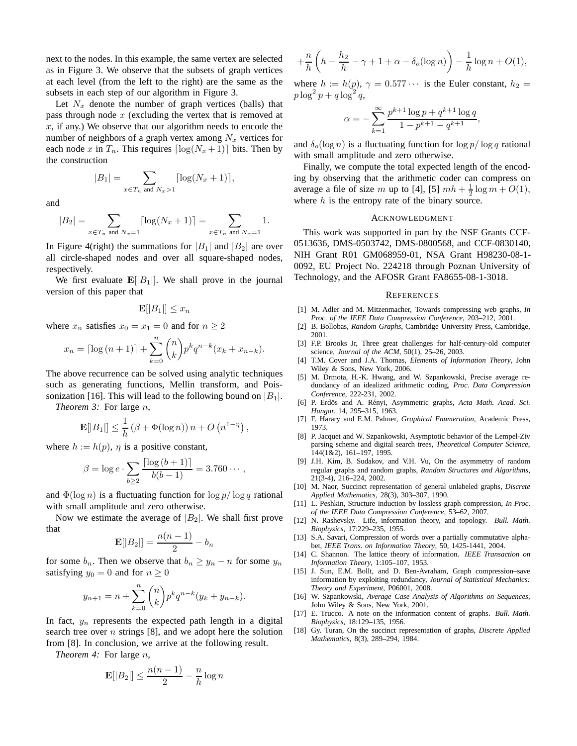next to the nodes. In this example, the same vertex are selected as in Figure 3. We observe that the subsets of graph vertices at each level (from the left to the right) are the same as the subsets in each step of our algorithm in Figure 3.

Let $N_x$ denote the number of graph vertices (balls) that pass through node $x$ (excluding the vertex that is removed at $x$, if any.) We observe that our algorithm needs to encode the number of neighbors of a graph vertex among $N_x$ vertices for each node $x$ in $T_n$. This requires $\lceil \log(N_x + 1) \rceil$ bits. Then by the construction

$$|B_1| = \sum_{x \in T_n \text{ and } N_x > 1} \lceil \log(N_x + 1) \rceil,$$

and

$$|B_2| = \sum_{x \in T_n \text{ and } N_x = 1} \lceil \log(N_x + 1) \rceil = \sum_{x \in T_n \text{ and } N_x = 1} 1.$$

In Figure 4(right) the summations for $|B_1|$ and $|B_2|$ are over all circle-shaped nodes and over all square-shaped nodes, respectively.

We first evaluate $\mathbf{E}[|B_1|]$. We shall prove in the journal version of this paper that

$$\mathbf{E}[|B_1|] \leq x_n$$

where $x_n$ satisfies $x_0 = x_1 = 0$ and for $n \geq 2$

$$x_n = \lceil \log(n+1) \rceil + \sum_{k=0}^{n} \binom{n}{k} p^k q^{n-k} (x_k + x_{n-k}).$$

The above recurrence can be solved using analytic techniques such as generating functions, Mellin transform, and Poissonization [16]. This will lead to the following bound on $|B_1|$.

*Theorem 3:* For large $n$,

$$\mathbf{E}[|B_1|] \leq \frac{1}{h} \left( \beta + \Phi(\log n) \right) n + O\left(n^{1-\eta}\right),$$

where $h := h(p)$, $\eta$ is a positive constant,

$$\beta = \log e \cdot \sum_{b \geq 2} \frac{\lceil \log(b+1) \rceil}{b(b-1)} = 3.760 \cdots,$$

and $\Phi(\log n)$ is a fluctuating function for $\log p / \log q$ rational with small amplitude and zero otherwise.

Now we estimate the average of $|B_2|$. We shall first prove that

$$\mathbf{E}[|B_2|] = \frac{n(n-1)}{2} - b_n$$

for some $b_n$. Then we observe that $b_n \geq y_n - n$ for some $y_n$ satisfying $y_0 = 0$ and for $n \geq 0$

$$y_{n+1} = n + \sum_{k=0}^{n} \binom{n}{k} p^k q^{n-k} (y_k + y_{n-k}).$$

In fact, $y_n$ represents the expected path length in a digital search tree over $n$ strings [8], and we adopt here the solution from [8]. In conclusion, we arrive at the following result.

*Theorem 4:* For large $n$,

$$\mathbf{E}[|B_2|] \leq \frac{n(n-1)}{2} - \frac{n}{h} \log n$$

$$+ \frac{n}{h} \left( h - \frac{h_2}{h} - \gamma + 1 + \alpha - \delta_o(\log n) \right) - \frac{1}{h} \log n + O(1),$$

where $h := h(p)$, $\gamma = 0.577 \cdots$ is the Euler constant, $h_2 = p \log^2 p + q \log^2 q$,

$$\alpha = -\sum_{k=1}^{\infty} \frac{p^{k+1} \log p + q^{k+1} \log q}{1 - p^{k+1} - q^{k+1}},$$

and $\delta_o(\log n)$ is a fluctuating function for $\log p / \log q$ rational with small amplitude and zero otherwise.

Finally, we compute the total expected length of the encoding by observing that the arithmetic coder can compress on average a file of size $m$ up to [4], [5] $mh + \frac{1}{2} \log m + O(1)$, where $h$ is the entropy rate of the binary source.

## Acknowledgment

This work was supported in part by the NSF Grants CCF-0513636, DMS-0503742, DMS-0800568, and CCF-0830140, NIH Grant R01 GM068959-01, NSA Grant H98230-08-1-0092, EU Project No. 224218 through Poznan University of Technology, and the AFOSR Grant FA8655-08-1-3018.

## References

[1] M. Adler and M. Mitzenmacher, Towards compressing web graphs, *In Proc. of the IEEE Data Compression Conference*, 203–212, 2001.

[2] B. Bollobas, *Random Graphs*, Cambridge University Press, Cambridge, 2001.

[3] F.P. Brooks Jr, Three great challenges for half-century-old computer science, *Journal of the ACM*, 50(1), 25–26, 2003.

[4] T.M. Cover and J.A. Thomas, *Elements of Information Theory*, John Wiley & Sons, New York, 2006.

[5] M. Drmota, H.-K. Hwang, and W. Szpankowski, Precise average redundancy of an idealized arithmetic coding, *Proc. Data Compression Conference*, 222-231, 2002.

[6] P. Erdös and A. Rényi, Asymmetric graphs, *Acta Math. Acad. Sci. Hungar.* 14, 295–315, 1963.

[7] F. Harary and E.M. Palmer, *Graphical Enumeration*, Academic Press, 1973.

[8] P. Jacquet and W. Szpankowski, Asymptotic behavior of the Lempel-Ziv parsing scheme and digital search trees, *Theoretical Computer Science*, 144(1&2), 161–197, 1995.

[9] J.H. Kim, B. Sudakov, and V.H. Vu, On the asymmetry of random regular graphs and random graphs, *Random Structures and Algorithms*, 21(3-4), 216–224, 2002.

[10] M. Naor, Succinct representation of general unlabeled graphs, *Discrete Applied Mathematics*, 28(3), 303–307, 1990.

[11] L. Peshkin, Structure induction by lossless graph compression, *In Proc. of the IEEE Data Compression Conference*, 53–62, 2007.

[12] N. Rashevsky. Life, information theory, and topology. *Bull. Math. Biophysics*, 17:229–235, 1955.

[13] S.A. Savari, Compression of words over a partially commutative alphabet, *IEEE Trans. on Information Theory*, 50, 1425-1441, 2004.

[14] C. Shannon. The lattice theory of information. *IEEE Transaction on Information Theory*, 1:105–107, 1953.

[15] J. Sun, E.M. Bollt, and D. Ben-Avraham, Graph compression–save information by exploiting redundancy, *Journal of Statistical Mechanics: Theory and Experiment*, P06001, 2008.

[16] W. Szpankowski, *Average Case Analysis of Algorithms on Sequences*, John Wiley & Sons, New York, 2001.

[17] E. Trucco. A note on the information content of graphs. *Bull. Math. Biophysics*, 18:129–135, 1956.

[18] Gy. Turan, On the succinct representation of graphs, *Discrete Applied Mathematics*, 8(3), 289–294, 1984.